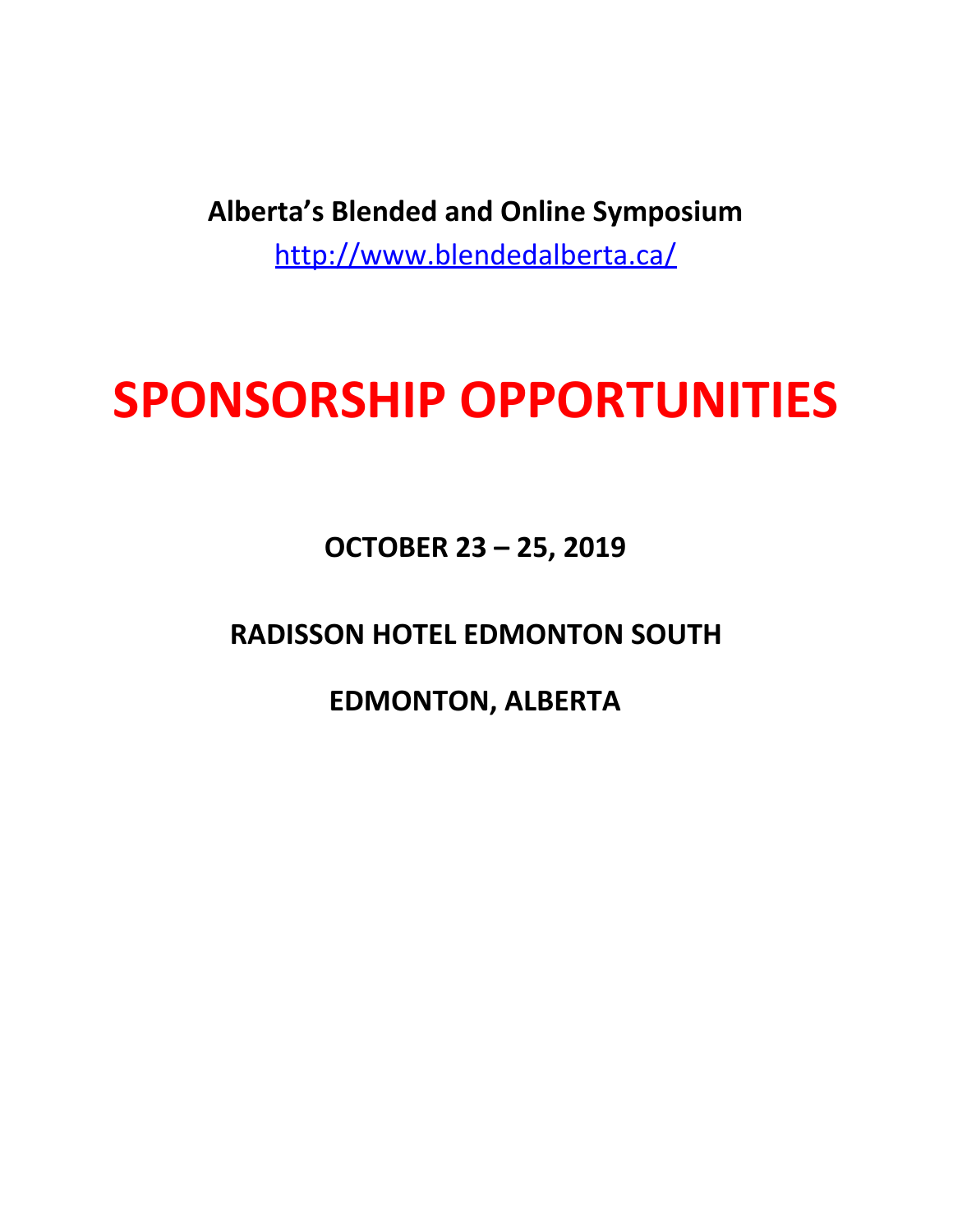**Alberta's Blended and Online Symposium**

http://www.blendedalberta.ca/

# SPONSORSHIP OPPORTUNITIES

**OCTOBER 23 – 25, 2019**

**RADISSON HOTEL EDMONTON SOUTH**

**EDMONTON, ALBERTA**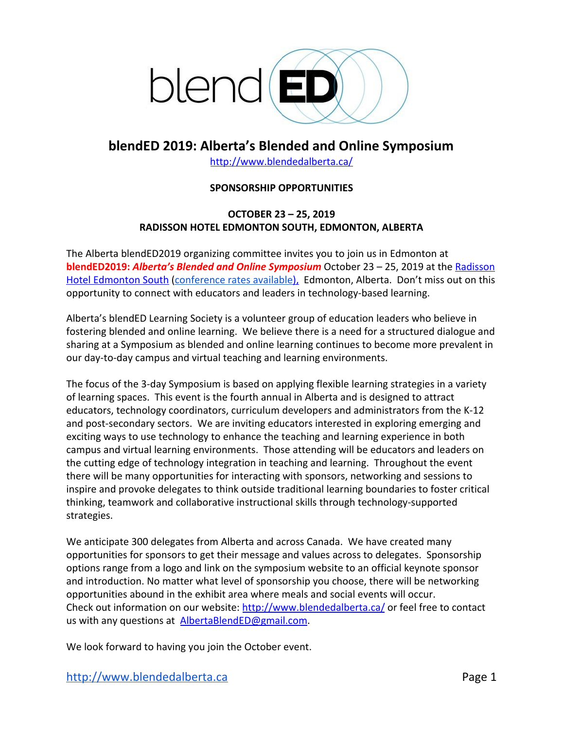# blendED 2019: Alberta's Blended and Online Symposium

http://www.blendedalberta.ca/

**SPONSORSHIP OPPORTUNITIES**

**OCTOBER 23 – 25, 2019**
**RADISSON HOTEL EDMONTON SOUTH, EDMONTON, ALBERTA**

The Alberta blendED2019 organizing committee invites you to join us in Edmonton at **blendED2019:** ***Alberta's Blended and Online Symposium*** October 23 – 25, 2019 at the Radisson Hotel Edmonton South (conference rates available), Edmonton, Alberta. Don't miss out on this opportunity to connect with educators and leaders in technology-based learning.

Alberta's blendED Learning Society is a volunteer group of education leaders who believe in fostering blended and online learning. We believe there is a need for a structured dialogue and sharing at a Symposium as blended and online learning continues to become more prevalent in our day-to-day campus and virtual teaching and learning environments.

The focus of the 3-day Symposium is based on applying flexible learning strategies in a variety of learning spaces. This event is the fourth annual in Alberta and is designed to attract educators, technology coordinators, curriculum developers and administrators from the K-12 and post-secondary sectors. We are inviting educators interested in exploring emerging and exciting ways to use technology to enhance the teaching and learning experience in both campus and virtual learning environments. Those attending will be educators and leaders on the cutting edge of technology integration in teaching and learning. Throughout the event there will be many opportunities for interacting with sponsors, networking and sessions to inspire and provoke delegates to think outside traditional learning boundaries to foster critical thinking, teamwork and collaborative instructional skills through technology-supported strategies.

We anticipate 300 delegates from Alberta and across Canada. We have created many opportunities for sponsors to get their message and values across to delegates. Sponsorship options range from a logo and link on the symposium website to an official keynote sponsor and introduction. No matter what level of sponsorship you choose, there will be networking opportunities abound in the exhibit area where meals and social events will occur. Check out information on our website: http://www.blendedalberta.ca/ or feel free to contact us with any questions at AlbertaBlendED@gmail.com.

We look forward to having you join the October event.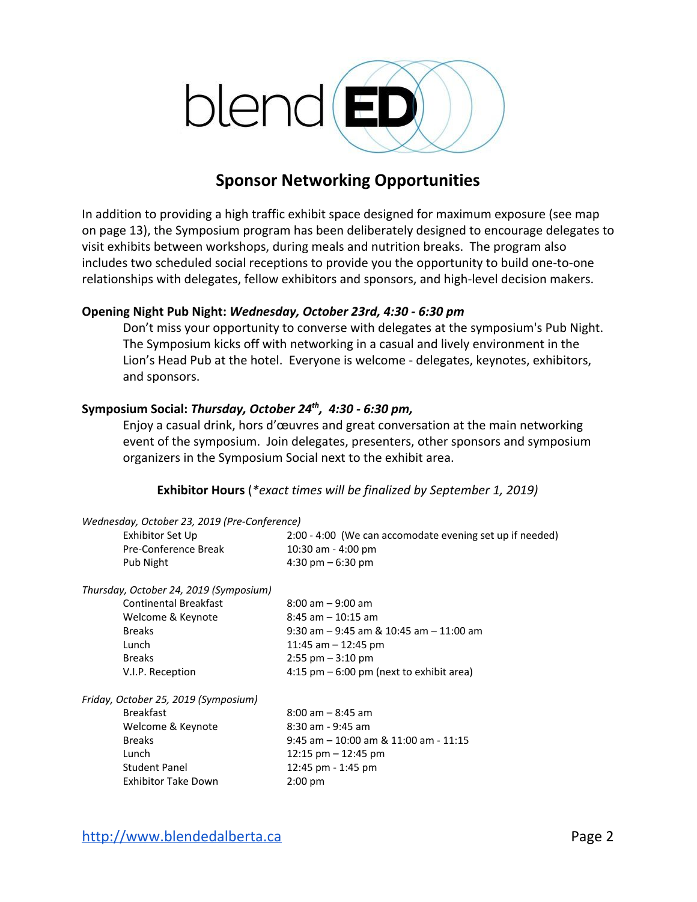blend**ED**

## Sponsor Networking Opportunities

In addition to providing a high traffic exhibit space designed for maximum exposure (see map on page 13), the Symposium program has been deliberately designed to encourage delegates to visit exhibits between workshops, during meals and nutrition breaks. The program also includes two scheduled social receptions to provide you the opportunity to build one-to-one relationships with delegates, fellow exhibitors and sponsors, and high-level decision makers.

**Opening Night Pub Night:** ***Wednesday, October 23rd, 4:30 - 6:30 pm***

Don't miss your opportunity to converse with delegates at the symposium's Pub Night. The Symposium kicks off with networking in a casual and lively environment in the Lion's Head Pub at the hotel. Everyone is welcome - delegates, keynotes, exhibitors, and sponsors.

**Symposium Social:** ***Thursday, October 24th, 4:30 - 6:30 pm,***

Enjoy a casual drink, hors d'œuvres and great conversation at the main networking event of the symposium. Join delegates, presenters, other sponsors and symposium organizers in the Symposium Social next to the exhibit area.

**Exhibitor Hours** (*\*exact times will be finalized by September 1, 2019)*

*Wednesday, October 23, 2019 (Pre-Conference)*

| | |
|---|---|
| Exhibitor Set Up | 2:00 - 4:00 (We can accomodate evening set up if needed) |
| Pre-Conference Break | 10:30 am - 4:00 pm |
| Pub Night | 4:30 pm – 6:30 pm |

*Thursday, October 24, 2019 (Symposium)*

| | |
|---|---|
| Continental Breakfast | 8:00 am – 9:00 am |
| Welcome & Keynote | 8:45 am – 10:15 am |
| Breaks | 9:30 am – 9:45 am & 10:45 am – 11:00 am |
| Lunch | 11:45 am – 12:45 pm |
| Breaks | 2:55 pm – 3:10 pm |
| V.I.P. Reception | 4:15 pm – 6:00 pm (next to exhibit area) |

*Friday, October 25, 2019 (Symposium)*

| | |
|---|---|
| Breakfast | 8:00 am – 8:45 am |
| Welcome & Keynote | 8:30 am - 9:45 am |
| Breaks | 9:45 am – 10:00 am & 11:00 am - 11:15 |
| Lunch | 12:15 pm – 12:45 pm |
| Student Panel | 12:45 pm - 1:45 pm |
| Exhibitor Take Down | 2:00 pm |

http://www.blendedalberta.ca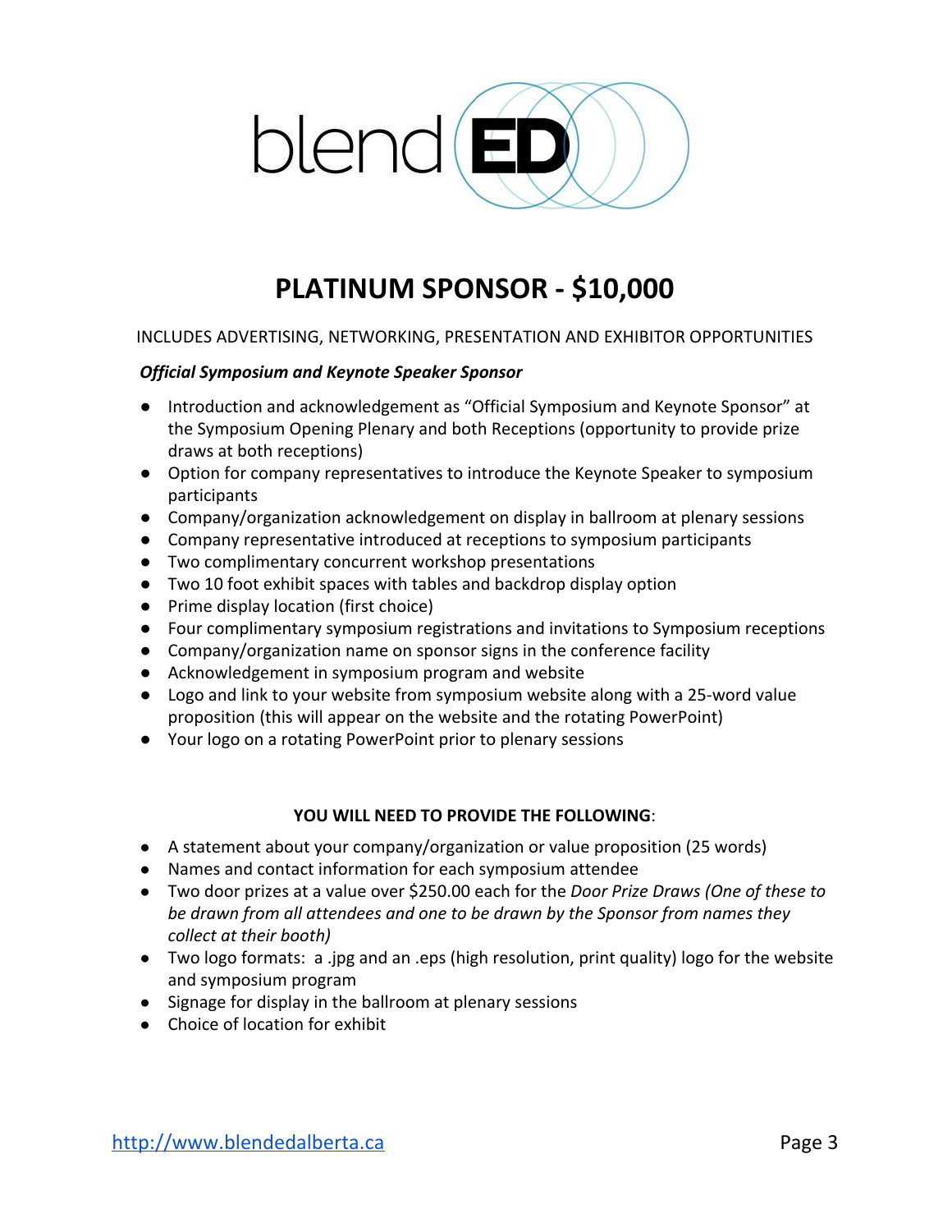# PLATINUM SPONSOR - $10,000

INCLUDES ADVERTISING, NETWORKING, PRESENTATION AND EXHIBITOR OPPORTUNITIES

***Official Symposium and Keynote Speaker Sponsor***

- Introduction and acknowledgement as "Official Symposium and Keynote Sponsor" at the Symposium Opening Plenary and both Receptions (opportunity to provide prize draws at both receptions)
- Option for company representatives to introduce the Keynote Speaker to symposium participants
- Company/organization acknowledgement on display in ballroom at plenary sessions
- Company representative introduced at receptions to symposium participants
- Two complimentary concurrent workshop presentations
- Two 10 foot exhibit spaces with tables and backdrop display option
- Prime display location (first choice)
- Four complimentary symposium registrations and invitations to Symposium receptions
- Company/organization name on sponsor signs in the conference facility
- Acknowledgement in symposium program and website
- Logo and link to your website from symposium website along with a 25-word value proposition (this will appear on the website and the rotating PowerPoint)
- Your logo on a rotating PowerPoint prior to plenary sessions

**YOU WILL NEED TO PROVIDE THE FOLLOWING**:

- A statement about your company/organization or value proposition (25 words)
- Names and contact information for each symposium attendee
- Two door prizes at a value over $250.00 each for the *Door Prize Draws (One of these to be drawn from all attendees and one to be drawn by the Sponsor from names they collect at their booth)*
- Two logo formats: a .jpg and an .eps (high resolution, print quality) logo for the website and symposium program
- Signage for display in the ballroom at plenary sessions
- Choice of location for exhibit

http://www.blendedalberta.ca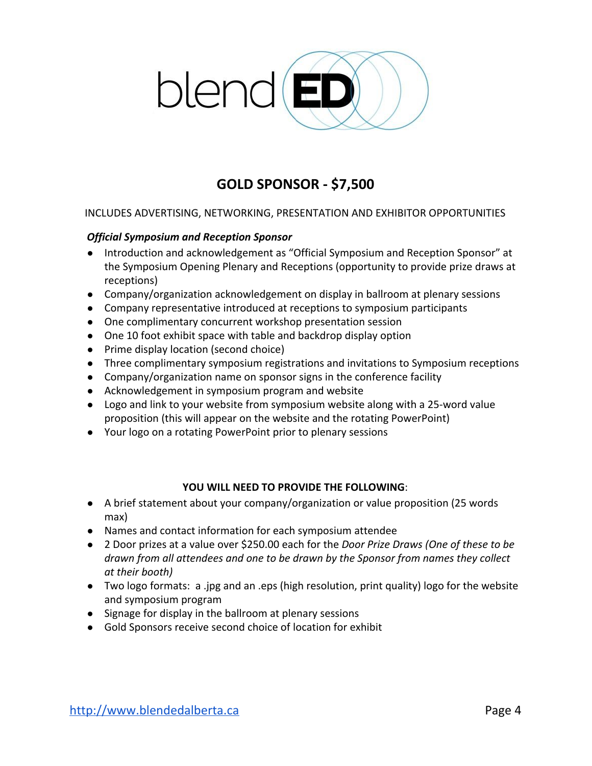blendED

## GOLD SPONSOR - $7,500

INCLUDES ADVERTISING, NETWORKING, PRESENTATION AND EXHIBITOR OPPORTUNITIES

***Official Symposium and Reception Sponsor***

- Introduction and acknowledgement as "Official Symposium and Reception Sponsor" at the Symposium Opening Plenary and Receptions (opportunity to provide prize draws at receptions)
- Company/organization acknowledgement on display in ballroom at plenary sessions
- Company representative introduced at receptions to symposium participants
- One complimentary concurrent workshop presentation session
- One 10 foot exhibit space with table and backdrop display option
- Prime display location (second choice)
- Three complimentary symposium registrations and invitations to Symposium receptions
- Company/organization name on sponsor signs in the conference facility
- Acknowledgement in symposium program and website
- Logo and link to your website from symposium website along with a 25-word value proposition (this will appear on the website and the rotating PowerPoint)
- Your logo on a rotating PowerPoint prior to plenary sessions

**YOU WILL NEED TO PROVIDE THE FOLLOWING**:

- A brief statement about your company/organization or value proposition (25 words max)
- Names and contact information for each symposium attendee
- 2 Door prizes at a value over $250.00 each for the *Door Prize Draws (One of these to be drawn from all attendees and one to be drawn by the Sponsor from names they collect at their booth)*
- Two logo formats: a .jpg and an .eps (high resolution, print quality) logo for the website and symposium program
- Signage for display in the ballroom at plenary sessions
- Gold Sponsors receive second choice of location for exhibit

http://www.blendedalberta.ca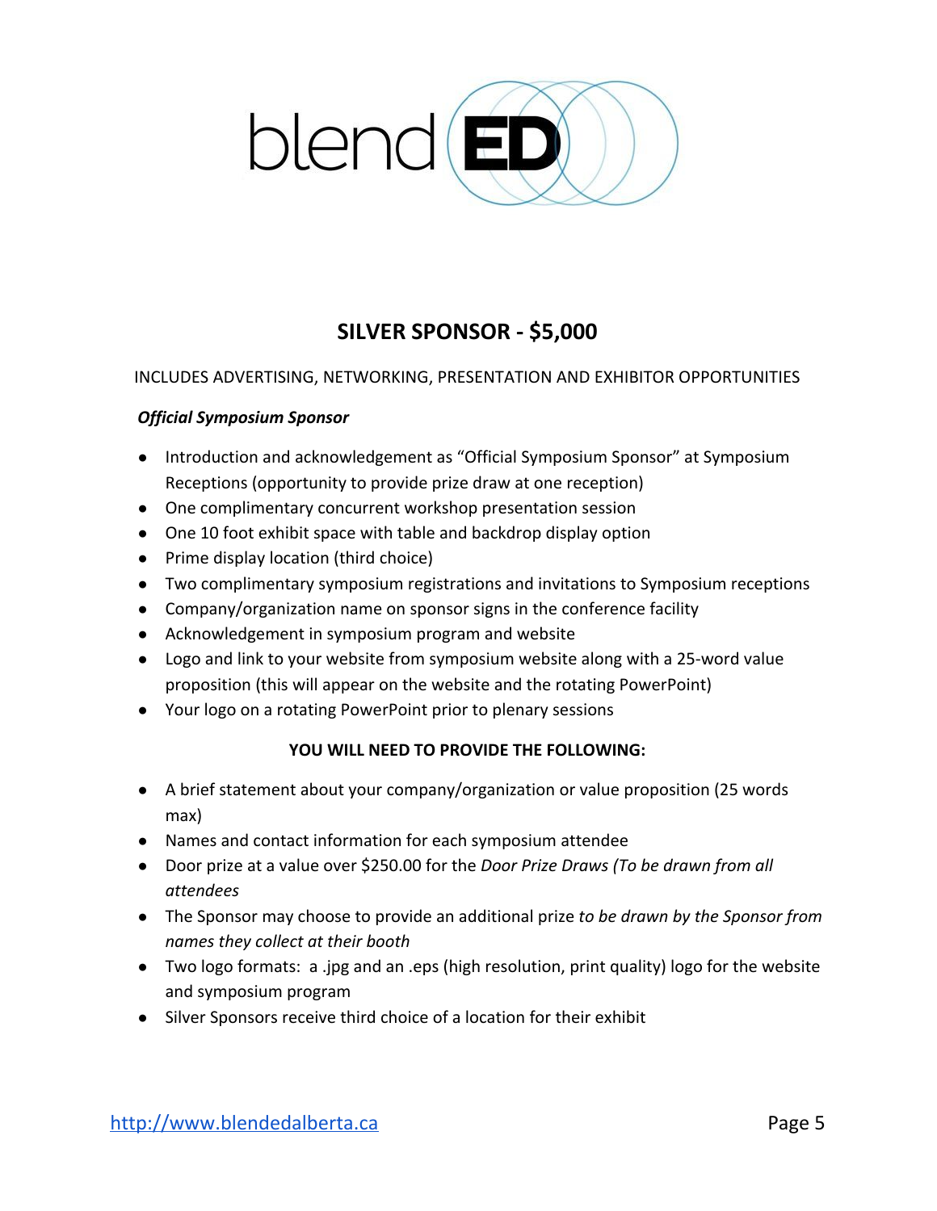blendED

## SILVER SPONSOR - $5,000

INCLUDES ADVERTISING, NETWORKING, PRESENTATION AND EXHIBITOR OPPORTUNITIES

***Official Symposium Sponsor***

- Introduction and acknowledgement as "Official Symposium Sponsor" at Symposium Receptions (opportunity to provide prize draw at one reception)
- One complimentary concurrent workshop presentation session
- One 10 foot exhibit space with table and backdrop display option
- Prime display location (third choice)
- Two complimentary symposium registrations and invitations to Symposium receptions
- Company/organization name on sponsor signs in the conference facility
- Acknowledgement in symposium program and website
- Logo and link to your website from symposium website along with a 25-word value proposition (this will appear on the website and the rotating PowerPoint)
- Your logo on a rotating PowerPoint prior to plenary sessions

**YOU WILL NEED TO PROVIDE THE FOLLOWING:**

- A brief statement about your company/organization or value proposition (25 words max)
- Names and contact information for each symposium attendee
- Door prize at a value over $250.00 for the *Door Prize Draws (To be drawn from all attendees*
- The Sponsor may choose to provide an additional prize *to be drawn by the Sponsor from names they collect at their booth*
- Two logo formats: a .jpg and an .eps (high resolution, print quality) logo for the website and symposium program
- Silver Sponsors receive third choice of a location for their exhibit

http://www.blendedalberta.ca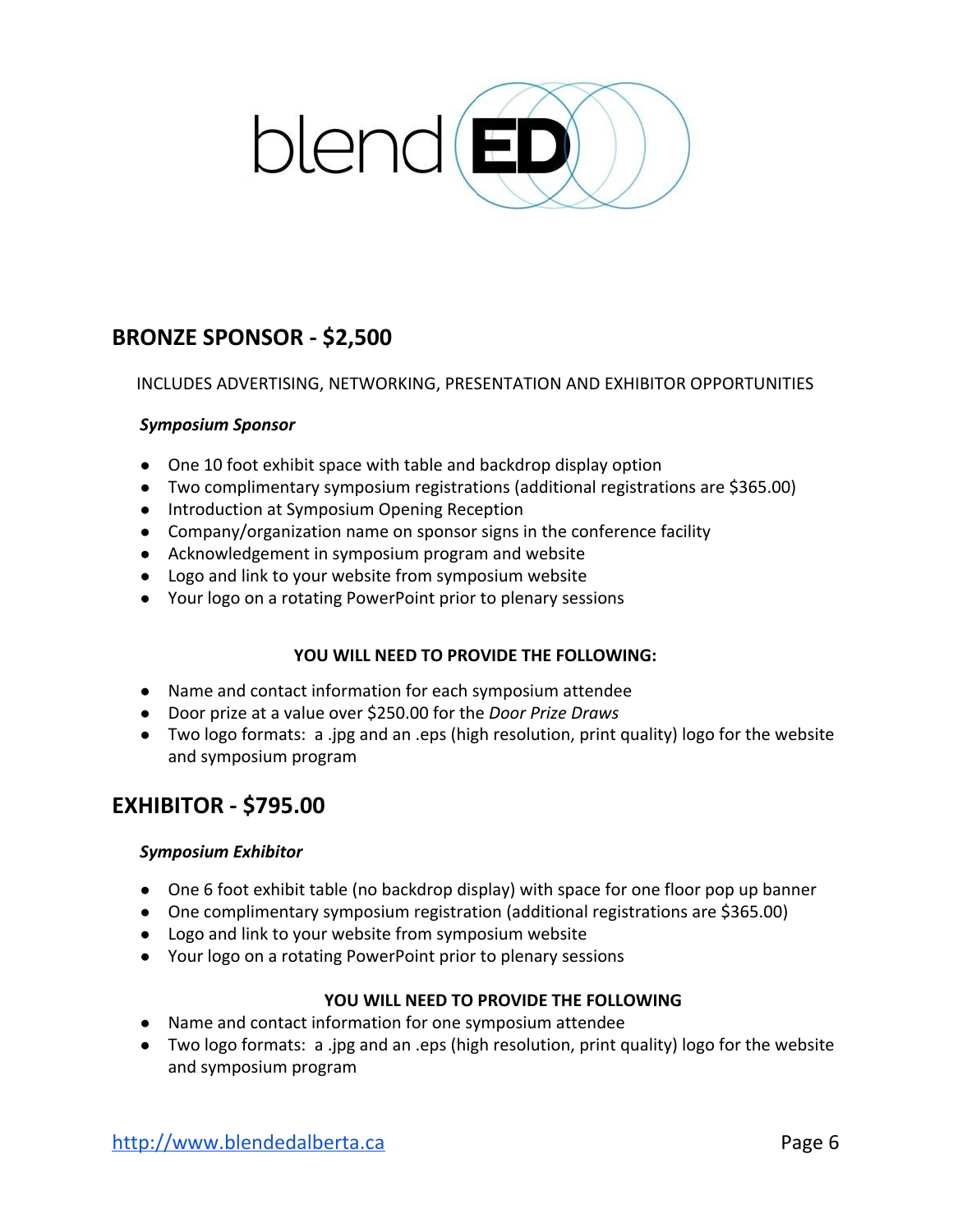## BRONZE SPONSOR - $2,500

INCLUDES ADVERTISING, NETWORKING, PRESENTATION AND EXHIBITOR OPPORTUNITIES

***Symposium Sponsor***

- One 10 foot exhibit space with table and backdrop display option
- Two complimentary symposium registrations (additional registrations are $365.00)
- Introduction at Symposium Opening Reception
- Company/organization name on sponsor signs in the conference facility
- Acknowledgement in symposium program and website
- Logo and link to your website from symposium website
- Your logo on a rotating PowerPoint prior to plenary sessions

**YOU WILL NEED TO PROVIDE THE FOLLOWING:**

- Name and contact information for each symposium attendee
- Door prize at a value over $250.00 for the *Door Prize Draws*
- Two logo formats: a .jpg and an .eps (high resolution, print quality) logo for the website and symposium program

## EXHIBITOR - $795.00

***Symposium Exhibitor***

- One 6 foot exhibit table (no backdrop display) with space for one floor pop up banner
- One complimentary symposium registration (additional registrations are $365.00)
- Logo and link to your website from symposium website
- Your logo on a rotating PowerPoint prior to plenary sessions

**YOU WILL NEED TO PROVIDE THE FOLLOWING**

- Name and contact information for one symposium attendee
- Two logo formats: a .jpg and an .eps (high resolution, print quality) logo for the website and symposium program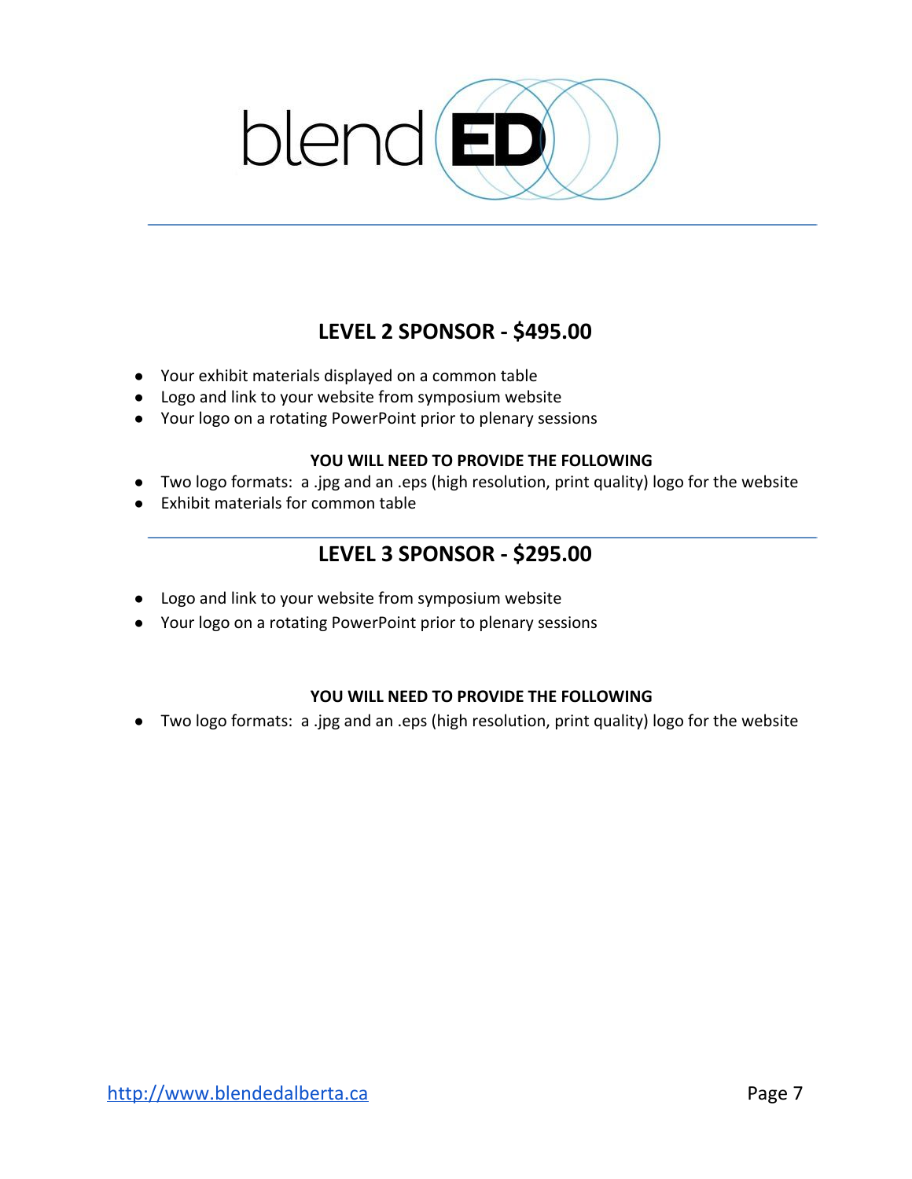## LEVEL 2 SPONSOR - $495.00

- Your exhibit materials displayed on a common table
- Logo and link to your website from symposium website
- Your logo on a rotating PowerPoint prior to plenary sessions

**YOU WILL NEED TO PROVIDE THE FOLLOWING**

- Two logo formats: a .jpg and an .eps (high resolution, print quality) logo for the website
- Exhibit materials for common table

## LEVEL 3 SPONSOR - $295.00

- Logo and link to your website from symposium website
- Your logo on a rotating PowerPoint prior to plenary sessions

**YOU WILL NEED TO PROVIDE THE FOLLOWING**

- Two logo formats: a .jpg and an .eps (high resolution, print quality) logo for the website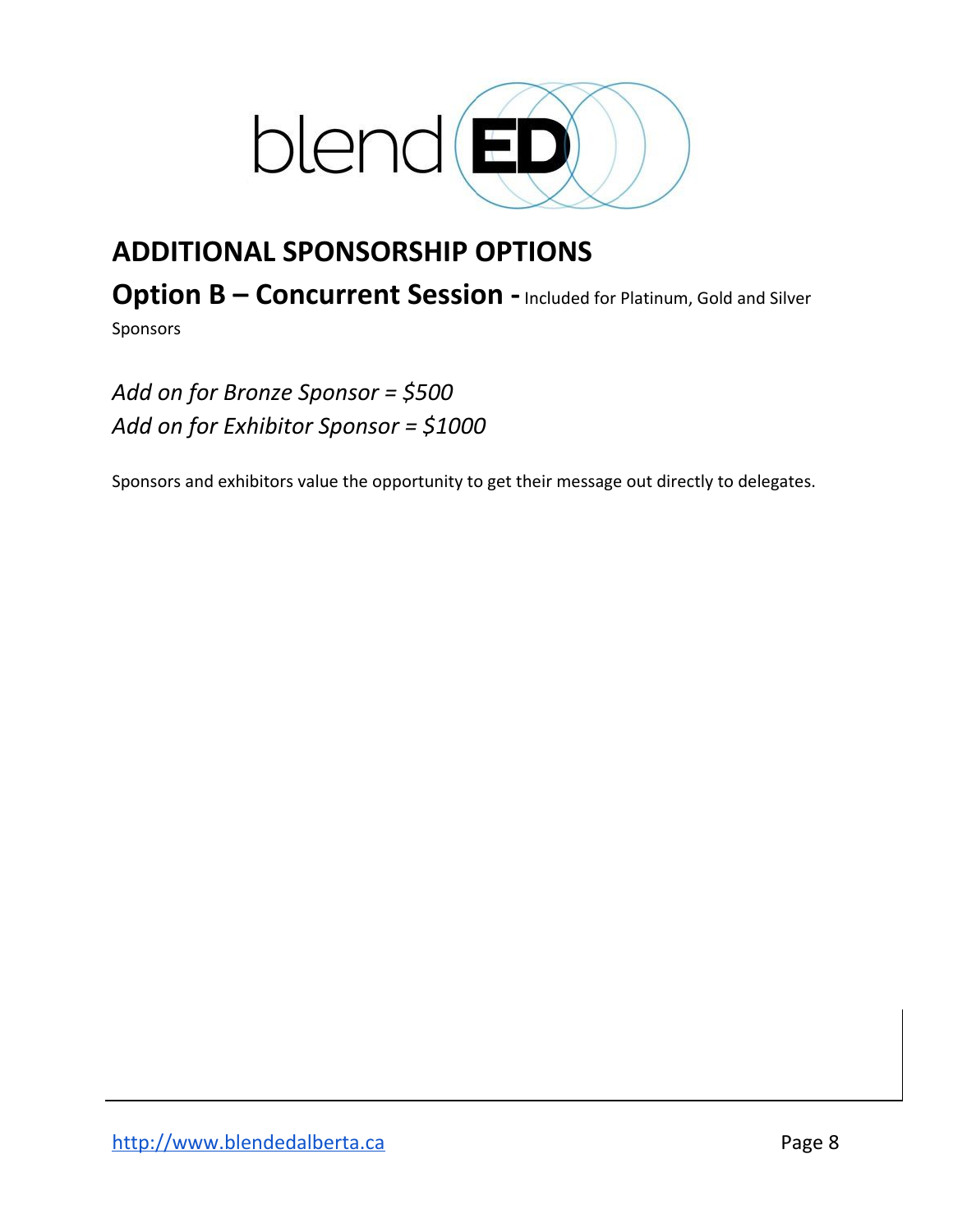## ADDITIONAL SPONSORSHIP OPTIONS

### Option B – Concurrent Session - Included for Platinum, Gold and Silver Sponsors

*Add on for Bronze Sponsor = $500*
*Add on for Exhibitor Sponsor = $1000*

Sponsors and exhibitors value the opportunity to get their message out directly to delegates.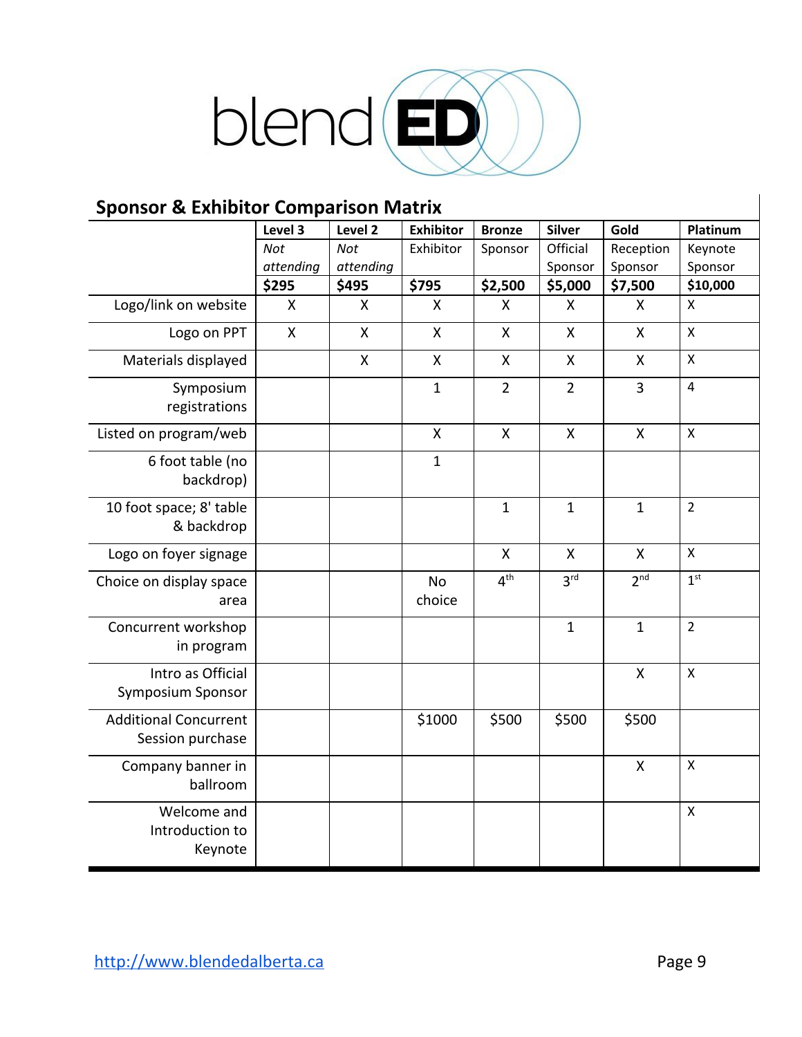## Sponsor & Exhibitor Comparison Matrix

| | Level 3 | Level 2 | Exhibitor | Bronze | Silver | Gold | Platinum |
|---|---|---|---|---|---|---|---|
| | *Not attending* | *Not attending* | Exhibitor | Sponsor | Official Sponsor | Reception Sponsor | Keynote Sponsor |
| | **$295** | **$495** | **$795** | **$2,500** | **$5,000** | **$7,500** | **$10,000** |
| Logo/link on website | X | X | X | X | X | X | X |
| Logo on PPT | X | X | X | X | X | X | X |
| Materials displayed | | X | X | X | X | X | X |
| Symposium registrations | | | 1 | 2 | 2 | 3 | 4 |
| Listed on program/web | | | X | X | X | X | X |
| 6 foot table (no backdrop) | | | 1 | | | | |
| 10 foot space; 8' table & backdrop | | | | 1 | 1 | 1 | 2 |
| Logo on foyer signage | | | | X | X | X | X |
| Choice on display space area | | | No choice | 4th | 3rd | 2nd | 1st |
| Concurrent workshop in program | | | | | 1 | 1 | 2 |
| Intro as Official Symposium Sponsor | | | | | | X | X |
| Additional Concurrent Session purchase | | | $1000 | $500 | $500 | $500 | |
| Company banner in ballroom | | | | | | X | X |
| Welcome and Introduction to Keynote | | | | | | | X |

http://www.blendedalberta.ca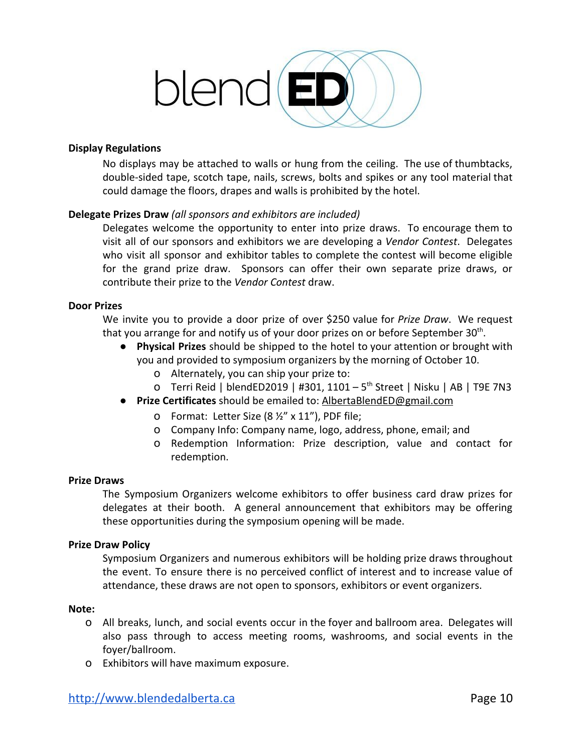### Display Regulations

No displays may be attached to walls or hung from the ceiling. The use of thumbtacks, double-sided tape, scotch tape, nails, screws, bolts and spikes or any tool material that could damage the floors, drapes and walls is prohibited by the hotel.

### Delegate Prizes Draw *(all sponsors and exhibitors are included)*

Delegates welcome the opportunity to enter into prize draws. To encourage them to visit all of our sponsors and exhibitors we are developing a *Vendor Contest*. Delegates who visit all sponsor and exhibitor tables to complete the contest will become eligible for the grand prize draw. Sponsors can offer their own separate prize draws, or contribute their prize to the *Vendor Contest* draw.

### Door Prizes

We invite you to provide a door prize of over $250 value for *Prize Draw*. We request that you arrange for and notify us of your door prizes on or before September 30th.

- **Physical Prizes** should be shipped to the hotel to your attention or brought with you and provided to symposium organizers by the morning of October 10.
  - Alternately, you can ship your prize to:
  - Terri Reid | blendED2019 | #301, 1101 – 5th Street | Nisku | AB | T9E 7N3
- **Prize Certificates** should be emailed to: AlbertaBlendED@gmail.com
  - Format: Letter Size (8 ½" x 11"), PDF file;
  - Company Info: Company name, logo, address, phone, email; and
  - Redemption Information: Prize description, value and contact for redemption.

### Prize Draws

The Symposium Organizers welcome exhibitors to offer business card draw prizes for delegates at their booth. A general announcement that exhibitors may be offering these opportunities during the symposium opening will be made.

### Prize Draw Policy

Symposium Organizers and numerous exhibitors will be holding prize draws throughout the event. To ensure there is no perceived conflict of interest and to increase value of attendance, these draws are not open to sponsors, exhibitors or event organizers.

### Note:

- All breaks, lunch, and social events occur in the foyer and ballroom area. Delegates will also pass through to access meeting rooms, washrooms, and social events in the foyer/ballroom.
- Exhibitors will have maximum exposure.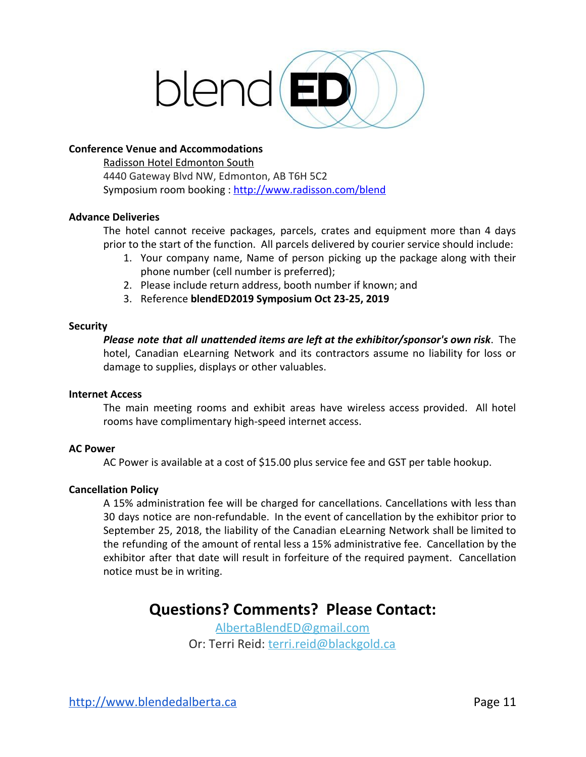blendED

**Conference Venue and Accommodations**

Radisson Hotel Edmonton South
4440 Gateway Blvd NW, Edmonton, AB T6H 5C2
Symposium room booking : http://www.radisson.com/blend

**Advance Deliveries**

The hotel cannot receive packages, parcels, crates and equipment more than 4 days prior to the start of the function. All parcels delivered by courier service should include:

1. Your company name, Name of person picking up the package along with their phone number (cell number is preferred);
2. Please include return address, booth number if known; and
3. Reference **blendED2019 Symposium Oct 23-25, 2019**

**Security**

***Please note that all unattended items are left at the exhibitor/sponsor's own risk***. The hotel, Canadian eLearning Network and its contractors assume no liability for loss or damage to supplies, displays or other valuables.

**Internet Access**

The main meeting rooms and exhibit areas have wireless access provided. All hotel rooms have complimentary high-speed internet access.

**AC Power**

AC Power is available at a cost of $15.00 plus service fee and GST per table hookup.

**Cancellation Policy**

A 15% administration fee will be charged for cancellations. Cancellations with less than 30 days notice are non-refundable. In the event of cancellation by the exhibitor prior to September 25, 2018, the liability of the Canadian eLearning Network shall be limited to the refunding of the amount of rental less a 15% administrative fee. Cancellation by the exhibitor after that date will result in forfeiture of the required payment. Cancellation notice must be in writing.

## Questions? Comments? Please Contact:

AlbertaBlendED@gmail.com
Or: Terri Reid: terri.reid@blackgold.ca

http://www.blendedalberta.ca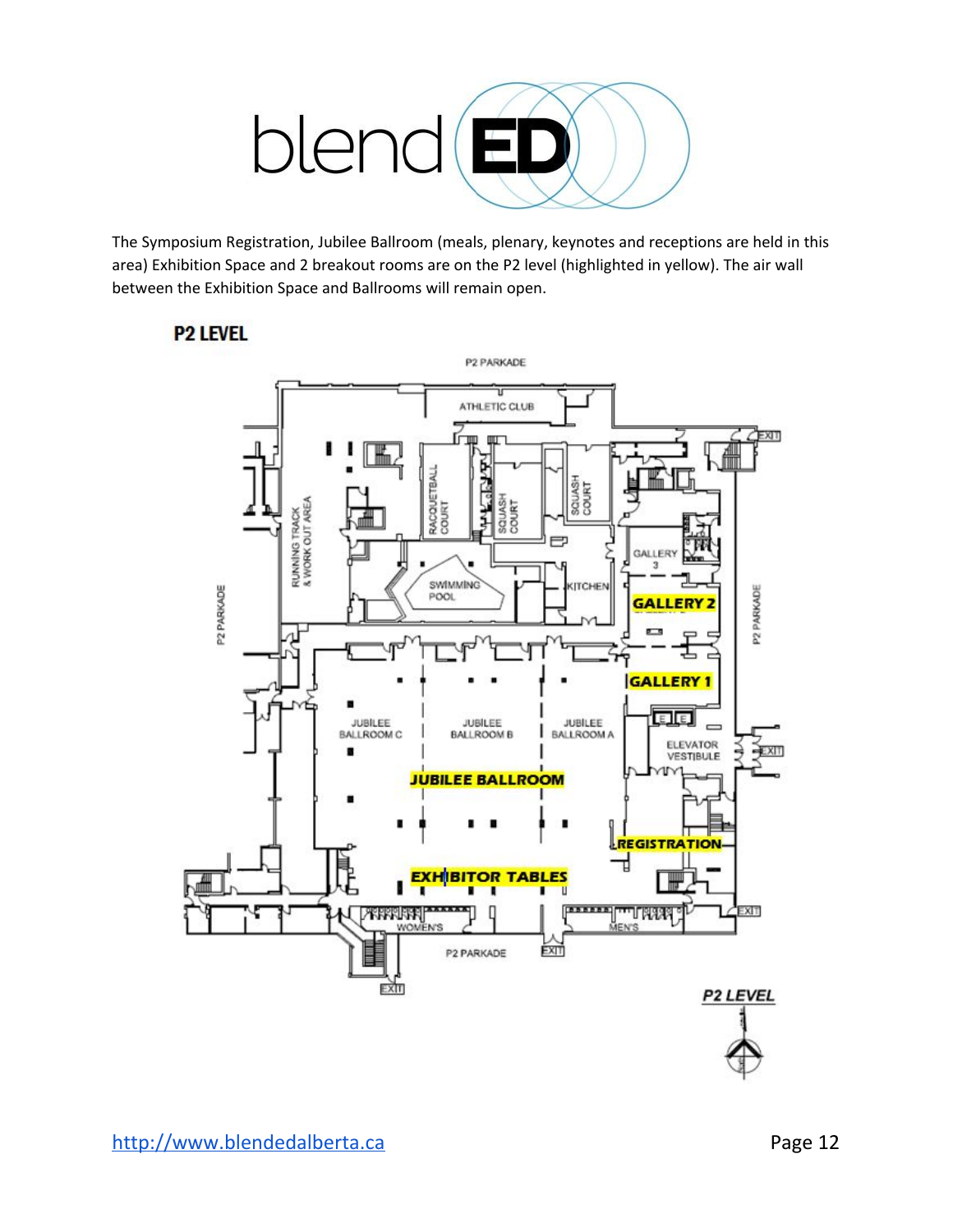The Symposium Registration, Jubilee Ballroom (meals, plenary, keynotes and receptions are held in this area) Exhibition Space and 2 breakout rooms are on the P2 level (highlighted in yellow). The air wall between the Exhibition Space and Ballrooms will remain open.

## P2 LEVEL

P2 PARKADE

ATHLETIC CLUB

RUNNING TRACK & WORK OUT AREA

RACQUETBALL COURT

SQUASH COURT

SQUASH COURT

SWIMMING POOL

KITCHEN

GALLERY 3

GALLERY 2

GALLERY 1

P2 PARKADE

P2 PARKADE

JUBILEE BALLROOM C

JUBILEE BALLROOM B

JUBILEE BALLROOM A

JUBILEE BALLROOM

ELEVATOR VESTIBULE

REGISTRATION

EXHIBITOR TABLES

WOMEN'S

MEN'S

P2 PARKADE

EXIT

P2 LEVEL

http://www.blendedalberta.ca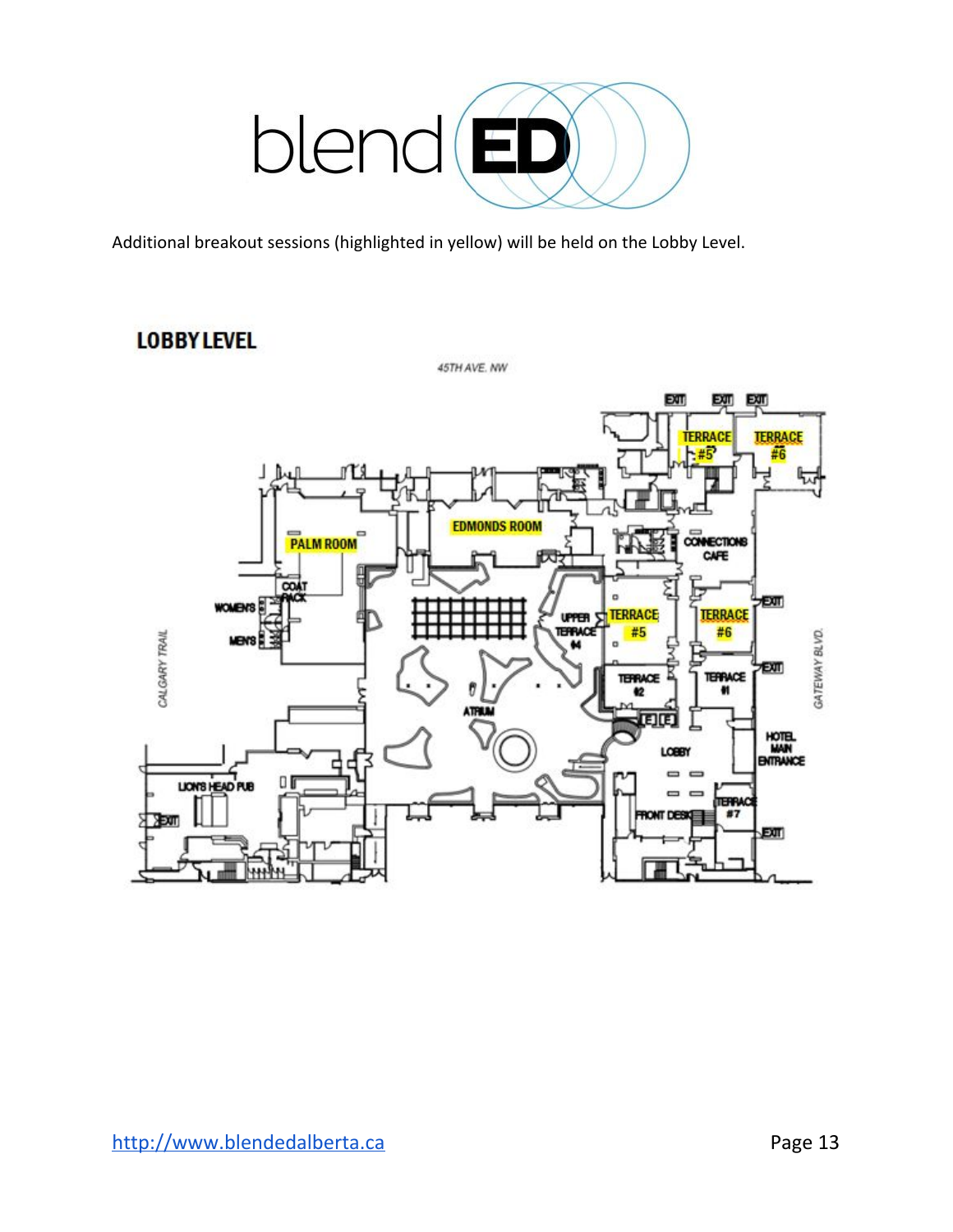blendED

Additional breakout sessions (highlighted in yellow) will be held on the Lobby Level.

## LOBBY LEVEL

45TH AVE. NW

EXIT EXIT EXIT

TERRACE #5 TERRACE #6

PALM ROOM

EDMONDS ROOM

CONNECTIONS CAFE

COAT RACK

WOMEN'S

MEN'S

UPPER TERRACE #4

TERRACE #5

TERRACE #6

EXIT

TERRACE #2

TERRACE #1

EXIT

CALGARY TRAIL

GATEWAY BLVD.

ATRIUM

LOBBY

HOTEL MAIN ENTRANCE

LION'S HEAD PUB

EXIT

FRONT DESK

TERRACE #7

EXIT

http://www.blendedalberta.ca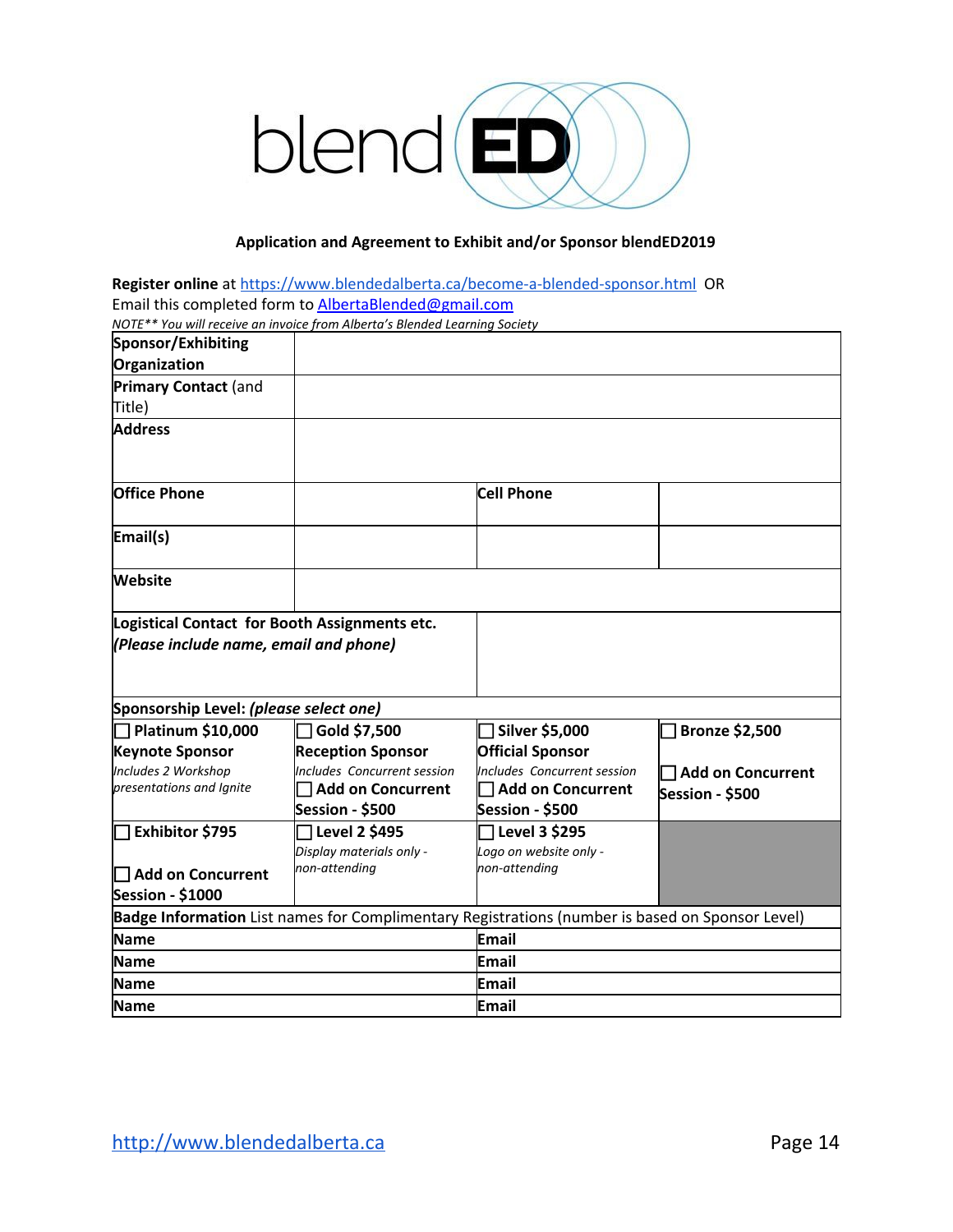blendED

**Application and Agreement to Exhibit and/or Sponsor blendED2019**

**Register online** at https://www.blendedalberta.ca/become-a-blended-sponsor.html OR
Email this completed form to AlbertaBlended@gmail.com
*NOTE** You will receive an invoice from Alberta's Blended Learning Society*

| | | | |
|---|---|---|---|
| **Sponsor/Exhibiting Organization** | | | |
| **Primary Contact** (and Title) | | | |
| **Address** | | | |
| **Office Phone** | | **Cell Phone** | |
| **Email(s)** | | | |
| **Website** | | | |
| **Logistical Contact for Booth Assignments etc.** ***(Please include name, email and phone)*** | | | |
| **Sponsorship Level:** ***(please select one)*** | | | |
| ☐ **Platinum $10,000** **Keynote Sponsor** *Includes 2 Workshop presentations and Ignite* | ☐ **Gold $7,500** **Reception Sponsor** *Includes Concurrent session* ☐ **Add on Concurrent Session - $500** | ☐ **Silver $5,000** **Official Sponsor** *Includes Concurrent session* ☐ **Add on Concurrent Session - $500** | ☐ **Bronze $2,500** ☐ **Add on Concurrent Session - $500** |
| ☐ **Exhibitor $795** ☐ **Add on Concurrent Session - $1000** | ☐ **Level 2 $495** *Display materials only - non-attending* | ☐ **Level 3 $295** *Logo on website only - non-attending* | |
| **Badge Information** List names for Complimentary Registrations (number is based on Sponsor Level) | | | |
| **Name** | | **Email** | |
| **Name** | | **Email** | |
| **Name** | | **Email** | |
| **Name** | | **Email** | |

http://www.blendedalberta.ca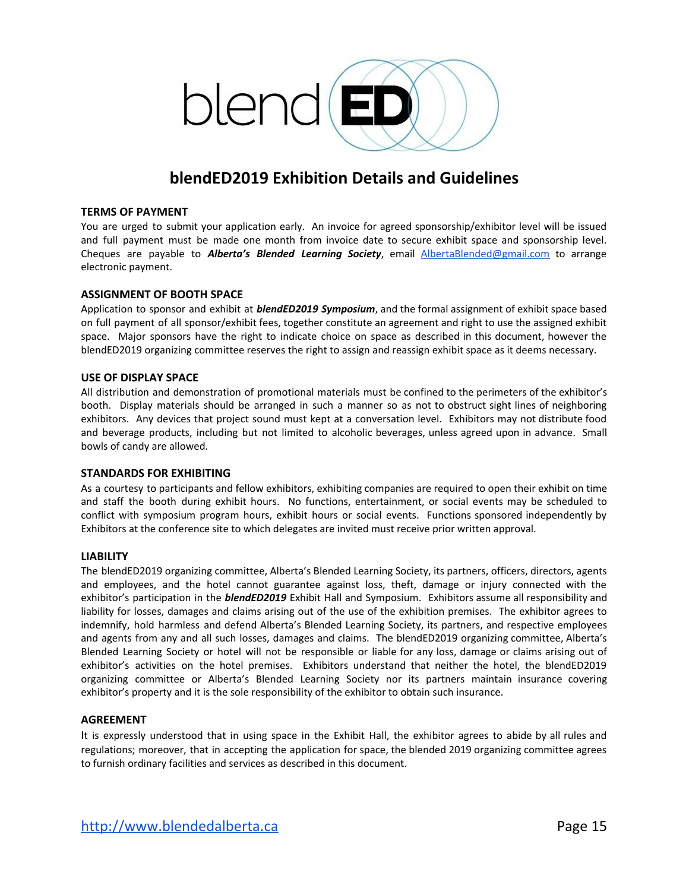# blendED2019 Exhibition Details and Guidelines

**TERMS OF PAYMENT**

You are urged to submit your application early. An invoice for agreed sponsorship/exhibitor level will be issued and full payment must be made one month from invoice date to secure exhibit space and sponsorship level. Cheques are payable to ***Alberta's Blended Learning Society***, email AlbertaBlended@gmail.com to arrange electronic payment.

**ASSIGNMENT OF BOOTH SPACE**

Application to sponsor and exhibit at ***blendED2019 Symposium***, and the formal assignment of exhibit space based on full payment of all sponsor/exhibit fees, together constitute an agreement and right to use the assigned exhibit space. Major sponsors have the right to indicate choice on space as described in this document, however the blendED2019 organizing committee reserves the right to assign and reassign exhibit space as it deems necessary.

**USE OF DISPLAY SPACE**

All distribution and demonstration of promotional materials must be confined to the perimeters of the exhibitor's booth. Display materials should be arranged in such a manner so as not to obstruct sight lines of neighboring exhibitors. Any devices that project sound must kept at a conversation level. Exhibitors may not distribute food and beverage products, including but not limited to alcoholic beverages, unless agreed upon in advance. Small bowls of candy are allowed.

**STANDARDS FOR EXHIBITING**

As a courtesy to participants and fellow exhibitors, exhibiting companies are required to open their exhibit on time and staff the booth during exhibit hours. No functions, entertainment, or social events may be scheduled to conflict with symposium program hours, exhibit hours or social events. Functions sponsored independently by Exhibitors at the conference site to which delegates are invited must receive prior written approval.

**LIABILITY**

The blendED2019 organizing committee, Alberta's Blended Learning Society, its partners, officers, directors, agents and employees, and the hotel cannot guarantee against loss, theft, damage or injury connected with the exhibitor's participation in the ***blendED2019*** Exhibit Hall and Symposium. Exhibitors assume all responsibility and liability for losses, damages and claims arising out of the use of the exhibition premises. The exhibitor agrees to indemnify, hold harmless and defend Alberta's Blended Learning Society, its partners, and respective employees and agents from any and all such losses, damages and claims. The blendED2019 organizing committee, Alberta's Blended Learning Society or hotel will not be responsible or liable for any loss, damage or claims arising out of exhibitor's activities on the hotel premises. Exhibitors understand that neither the hotel, the blendED2019 organizing committee or Alberta's Blended Learning Society nor its partners maintain insurance covering exhibitor's property and it is the sole responsibility of the exhibitor to obtain such insurance.

**AGREEMENT**

It is expressly understood that in using space in the Exhibit Hall, the exhibitor agrees to abide by all rules and regulations; moreover, that in accepting the application for space, the blended 2019 organizing committee agrees to furnish ordinary facilities and services as described in this document.

http://www.blendedalberta.ca